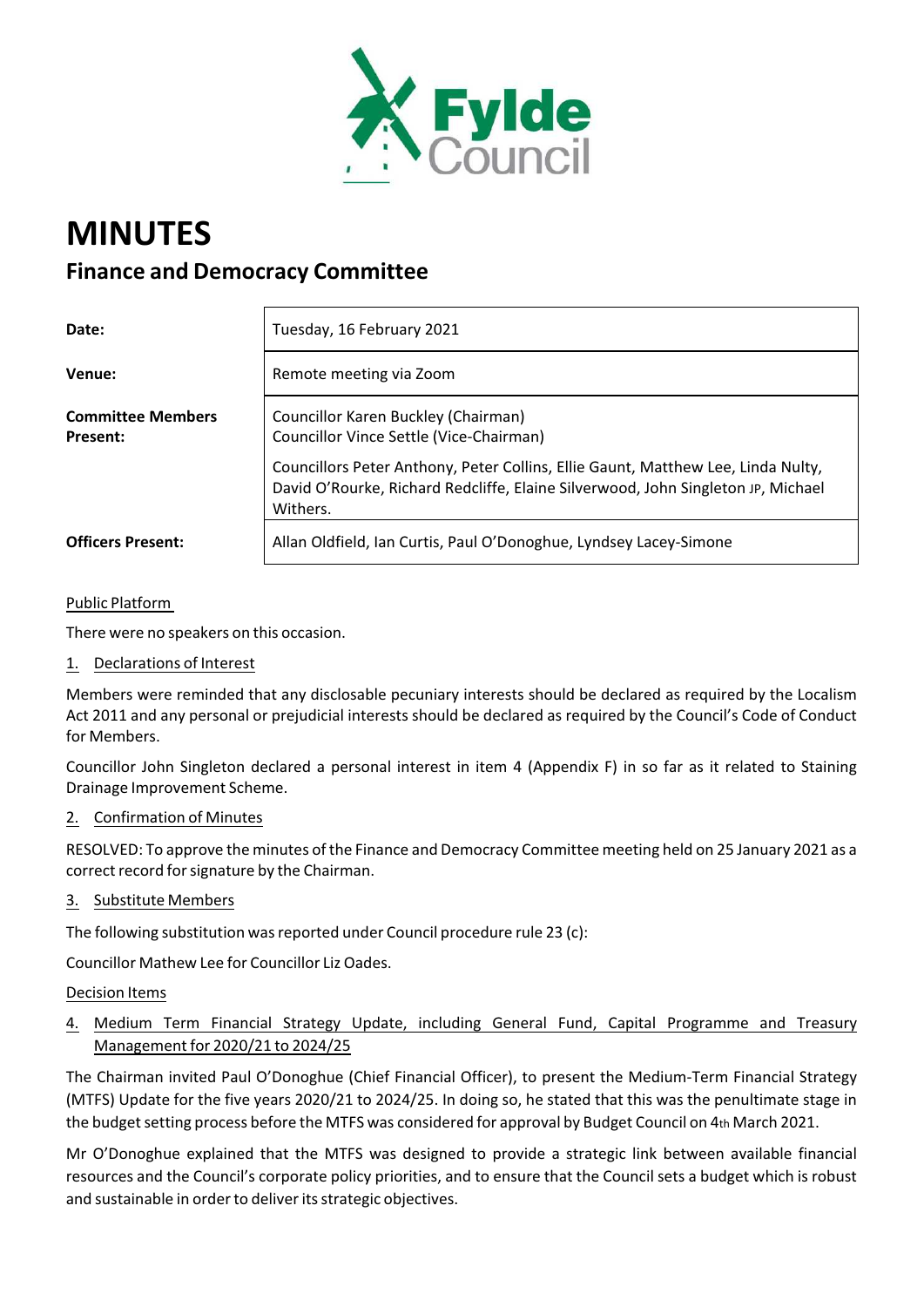# MINUTES

## Finance and Democracy Committee

| | |
|---|---|
| **Date:** | Tuesday, 16 February 2021 |
| **Venue:** | Remote meeting via Zoom |
| **Committee Members Present:** | Councillor Karen Buckley (Chairman)<br>Councillor Vince Settle (Vice-Chairman)<br>Councillors Peter Anthony, Peter Collins, Ellie Gaunt, Matthew Lee, Linda Nulty, David O'Rourke, Richard Redcliffe, Elaine Silverwood, John Singleton JP, Michael Withers. |
| **Officers Present:** | Allan Oldfield, Ian Curtis, Paul O'Donoghue, Lyndsey Lacey-Simone |

Public Platform

There were no speakers on this occasion.

1. Declarations of Interest

Members were reminded that any disclosable pecuniary interests should be declared as required by the Localism Act 2011 and any personal or prejudicial interests should be declared as required by the Council's Code of Conduct for Members.

Councillor John Singleton declared a personal interest in item 4 (Appendix F) in so far as it related to Staining Drainage Improvement Scheme.

2. Confirmation of Minutes

RESOLVED: To approve the minutes of the Finance and Democracy Committee meeting held on 25 January 2021 as a correct record for signature by the Chairman.

3. Substitute Members

The following substitution was reported under Council procedure rule 23 (c):

Councillor Mathew Lee for Councillor Liz Oades.

Decision Items

4. Medium Term Financial Strategy Update, including General Fund, Capital Programme and Treasury Management for 2020/21 to 2024/25

The Chairman invited Paul O'Donoghue (Chief Financial Officer), to present the Medium-Term Financial Strategy (MTFS) Update for the five years 2020/21 to 2024/25. In doing so, he stated that this was the penultimate stage in the budget setting process before the MTFS was considered for approval by Budget Council on 4th March 2021.

Mr O'Donoghue explained that the MTFS was designed to provide a strategic link between available financial resources and the Council's corporate policy priorities, and to ensure that the Council sets a budget which is robust and sustainable in order to deliver its strategic objectives.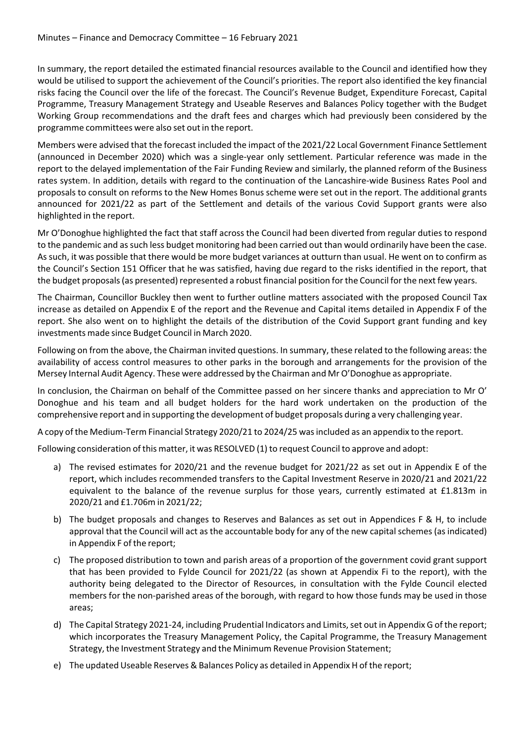In summary, the report detailed the estimated financial resources available to the Council and identified how they would be utilised to support the achievement of the Council's priorities. The report also identified the key financial risks facing the Council over the life of the forecast. The Council's Revenue Budget, Expenditure Forecast, Capital Programme, Treasury Management Strategy and Useable Reserves and Balances Policy together with the Budget Working Group recommendations and the draft fees and charges which had previously been considered by the programme committees were also set out in the report.

Members were advised that the forecast included the impact of the 2021/22 Local Government Finance Settlement (announced in December 2020) which was a single-year only settlement. Particular reference was made in the report to the delayed implementation of the Fair Funding Review and similarly, the planned reform of the Business rates system. In addition, details with regard to the continuation of the Lancashire-wide Business Rates Pool and proposals to consult on reforms to the New Homes Bonus scheme were set out in the report. The additional grants announced for 2021/22 as part of the Settlement and details of the various Covid Support grants were also highlighted in the report.

Mr O'Donoghue highlighted the fact that staff across the Council had been diverted from regular duties to respond to the pandemic and as such less budget monitoring had been carried out than would ordinarily have been the case. As such, it was possible that there would be more budget variances at outturn than usual. He went on to confirm as the Council's Section 151 Officer that he was satisfied, having due regard to the risks identified in the report, that the budget proposals (as presented) represented a robust financial position for the Council for the next few years.

The Chairman, Councillor Buckley then went to further outline matters associated with the proposed Council Tax increase as detailed on Appendix E of the report and the Revenue and Capital items detailed in Appendix F of the report. She also went on to highlight the details of the distribution of the Covid Support grant funding and key investments made since Budget Council in March 2020.

Following on from the above, the Chairman invited questions. In summary, these related to the following areas: the availability of access control measures to other parks in the borough and arrangements for the provision of the Mersey Internal Audit Agency. These were addressed by the Chairman and Mr O'Donoghue as appropriate.

In conclusion, the Chairman on behalf of the Committee passed on her sincere thanks and appreciation to Mr O' Donoghue and his team and all budget holders for the hard work undertaken on the production of the comprehensive report and in supporting the development of budget proposals during a very challenging year.

A copy of the Medium-Term Financial Strategy 2020/21 to 2024/25 was included as an appendix to the report.

Following consideration of this matter, it was RESOLVED (1) to request Council to approve and adopt:

a) The revised estimates for 2020/21 and the revenue budget for 2021/22 as set out in Appendix E of the report, which includes recommended transfers to the Capital Investment Reserve in 2020/21 and 2021/22 equivalent to the balance of the revenue surplus for those years, currently estimated at £1.813m in 2020/21 and £1.706m in 2021/22;

b) The budget proposals and changes to Reserves and Balances as set out in Appendices F & H, to include approval that the Council will act as the accountable body for any of the new capital schemes (as indicated) in Appendix F of the report;

c) The proposed distribution to town and parish areas of a proportion of the government covid grant support that has been provided to Fylde Council for 2021/22 (as shown at Appendix Fi to the report), with the authority being delegated to the Director of Resources, in consultation with the Fylde Council elected members for the non-parished areas of the borough, with regard to how those funds may be used in those areas;

d) The Capital Strategy 2021-24, including Prudential Indicators and Limits, set out in Appendix G of the report; which incorporates the Treasury Management Policy, the Capital Programme, the Treasury Management Strategy, the Investment Strategy and the Minimum Revenue Provision Statement;

e) The updated Useable Reserves & Balances Policy as detailed in Appendix H of the report;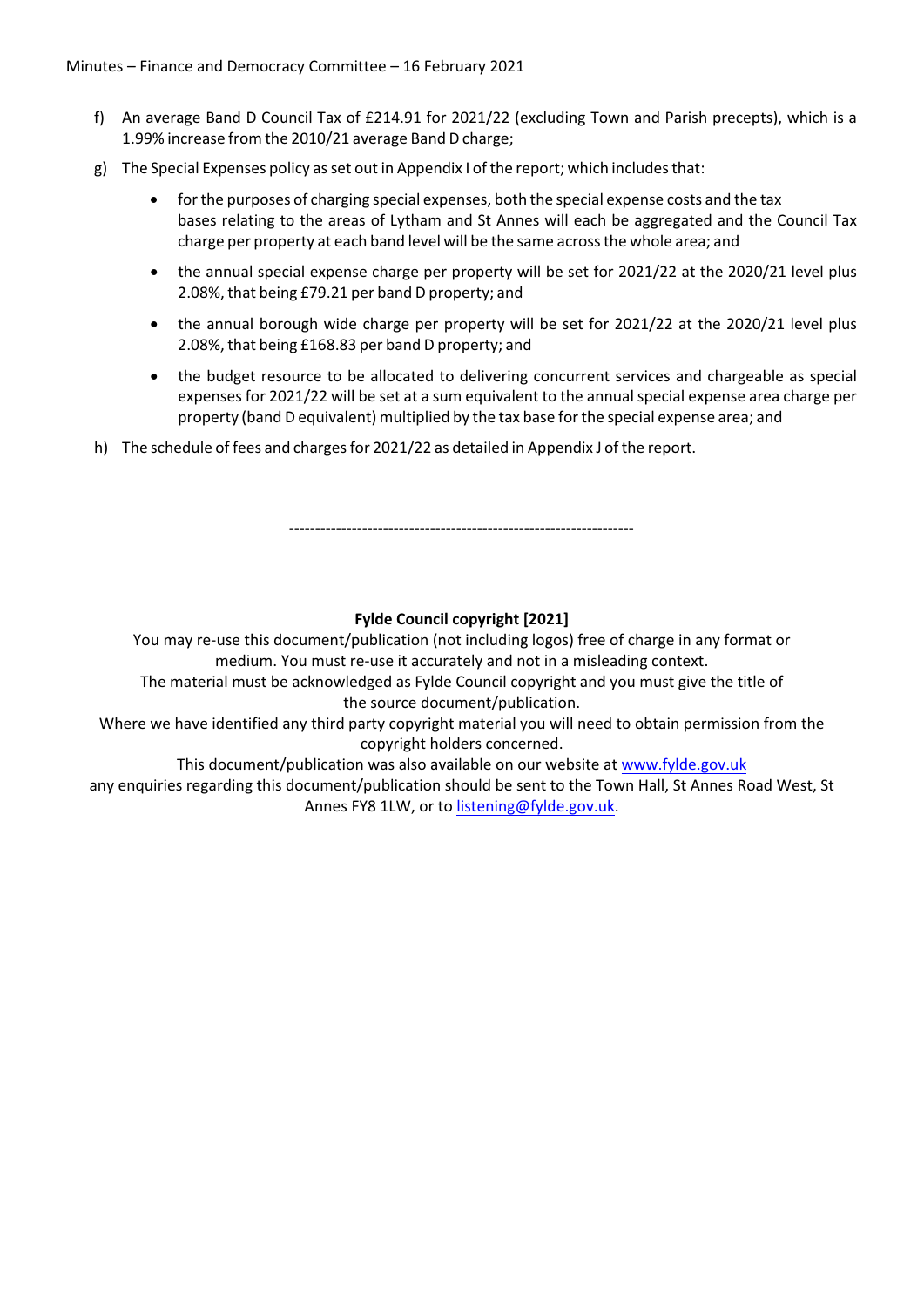f) An average Band D Council Tax of £214.91 for 2021/22 (excluding Town and Parish precepts), which is a 1.99% increase from the 2010/21 average Band D charge;

g) The Special Expenses policy as set out in Appendix I of the report; which includes that:

- for the purposes of charging special expenses, both the special expense costs and the tax bases relating to the areas of Lytham and St Annes will each be aggregated and the Council Tax charge per property at each band level will be the same across the whole area; and
- the annual special expense charge per property will be set for 2021/22 at the 2020/21 level plus 2.08%, that being £79.21 per band D property; and
- the annual borough wide charge per property will be set for 2021/22 at the 2020/21 level plus 2.08%, that being £168.83 per band D property; and
- the budget resource to be allocated to delivering concurrent services and chargeable as special expenses for 2021/22 will be set at a sum equivalent to the annual special expense area charge per property (band D equivalent) multiplied by the tax base for the special expense area; and

h) The schedule of fees and charges for 2021/22 as detailed in Appendix J of the report.

------------------------------------------------------------------

**Fylde Council copyright [2021]**

You may re-use this document/publication (not including logos) free of charge in any format or medium. You must re-use it accurately and not in a misleading context.
The material must be acknowledged as Fylde Council copyright and you must give the title of the source document/publication.
Where we have identified any third party copyright material you will need to obtain permission from the copyright holders concerned.
This document/publication was also available on our website at www.fylde.gov.uk
any enquiries regarding this document/publication should be sent to the Town Hall, St Annes Road West, St Annes FY8 1LW, or to listening@fylde.gov.uk.